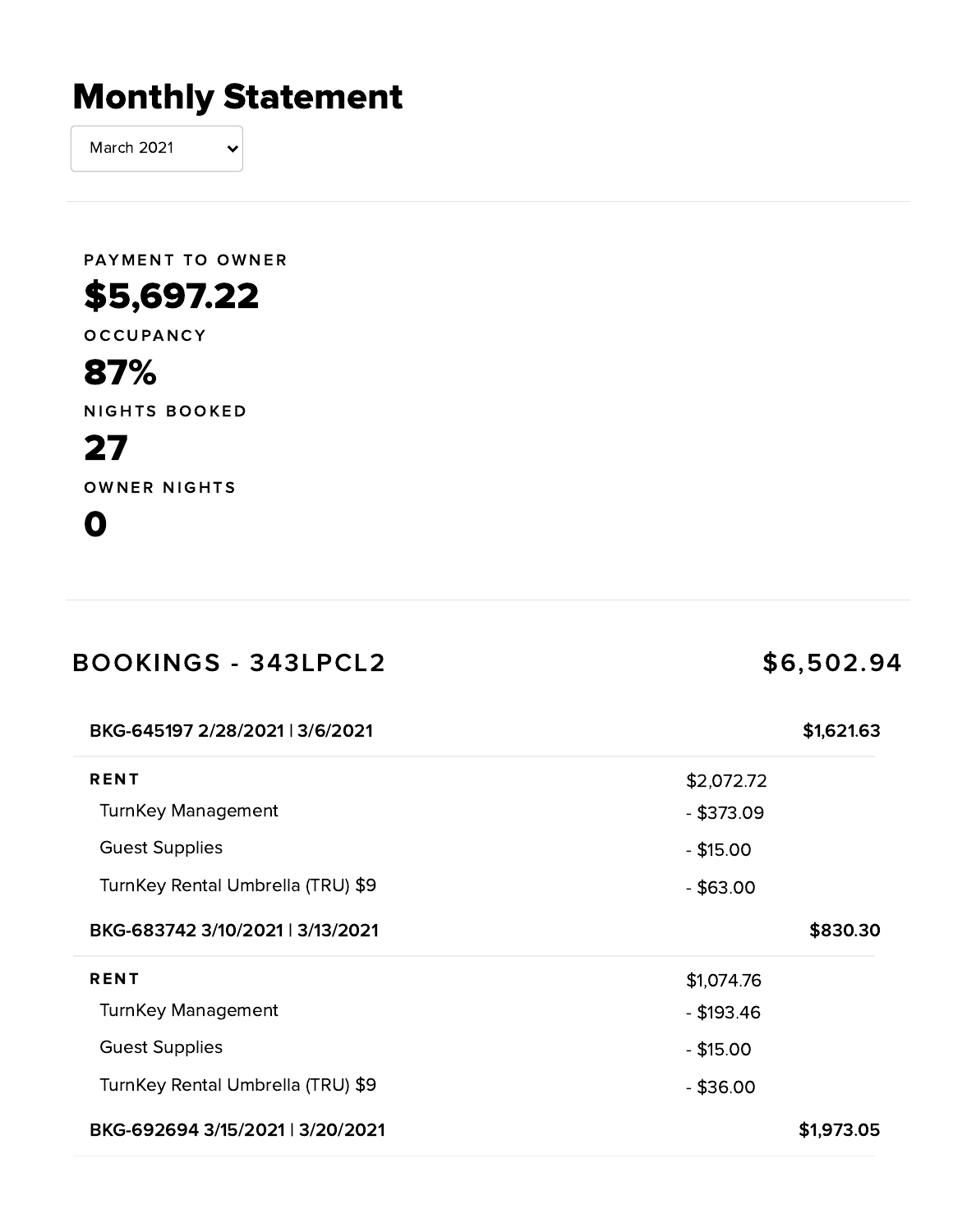# Monthly Statement

March 2021

**PAYMENT TO OWNER**

**$5,697.22**

**OCCUPANCY**

**87%**

**NIGHTS BOOKED**

**27**

**OWNER NIGHTS**

**0**

## BOOKINGS - 343LPCL2 — $6,502.94

| BKG-645197 2/28/2021 \| 3/6/2021 | | **$1,621.63** |
|---|---|---|
| **RENT** | $2,072.72 | |
| TurnKey Management | - $373.09 | |
| Guest Supplies | - $15.00 | |
| TurnKey Rental Umbrella (TRU) $9 | - $63.00 | |

| BKG-683742 3/10/2021 \| 3/13/2021 | | **$830.30** |
|---|---|---|
| **RENT** | $1,074.76 | |
| TurnKey Management | - $193.46 | |
| Guest Supplies | - $15.00 | |
| TurnKey Rental Umbrella (TRU) $9 | - $36.00 | |

| BKG-692694 3/15/2021 \| 3/20/2021 | | **$1,973.05** |
|---|---|---|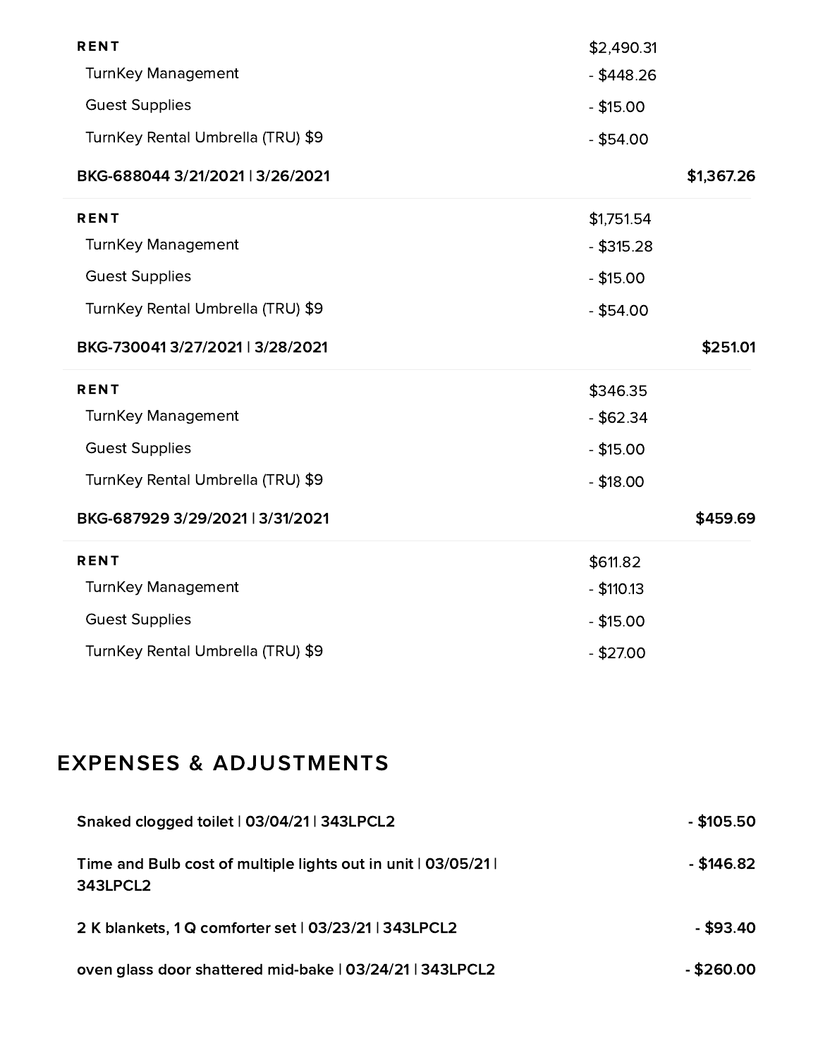| | | |
|---|---|---|
| **RENT** | $2,490.31 | |
| TurnKey Management | - $448.26 | |
| Guest Supplies | - $15.00 | |
| TurnKey Rental Umbrella (TRU) $9 | - $54.00 | |
| **BKG-688044 3/21/2021 \| 3/26/2021** | | **$1,367.26** |
| **RENT** | $1,751.54 | |
| TurnKey Management | - $315.28 | |
| Guest Supplies | - $15.00 | |
| TurnKey Rental Umbrella (TRU) $9 | - $54.00 | |
| **BKG-730041 3/27/2021 \| 3/28/2021** | | **$251.01** |
| **RENT** | $346.35 | |
| TurnKey Management | - $62.34 | |
| Guest Supplies | - $15.00 | |
| TurnKey Rental Umbrella (TRU) $9 | - $18.00 | |
| **BKG-687929 3/29/2021 \| 3/31/2021** | | **$459.69** |
| **RENT** | $611.82 | |
| TurnKey Management | - $110.13 | |
| Guest Supplies | - $15.00 | |
| TurnKey Rental Umbrella (TRU) $9 | - $27.00 | |

## EXPENSES & ADJUSTMENTS

| | |
|---|---|
| **Snaked clogged toilet \| 03/04/21 \| 343LPCL2** | **- $105.50** |
| **Time and Bulb cost of multiple lights out in unit \| 03/05/21 \| 343LPCL2** | **- $146.82** |
| **2 K blankets, 1 Q comforter set \| 03/23/21 \| 343LPCL2** | **- $93.40** |
| **oven glass door shattered mid-bake \| 03/24/21 \| 343LPCL2** | **- $260.00** |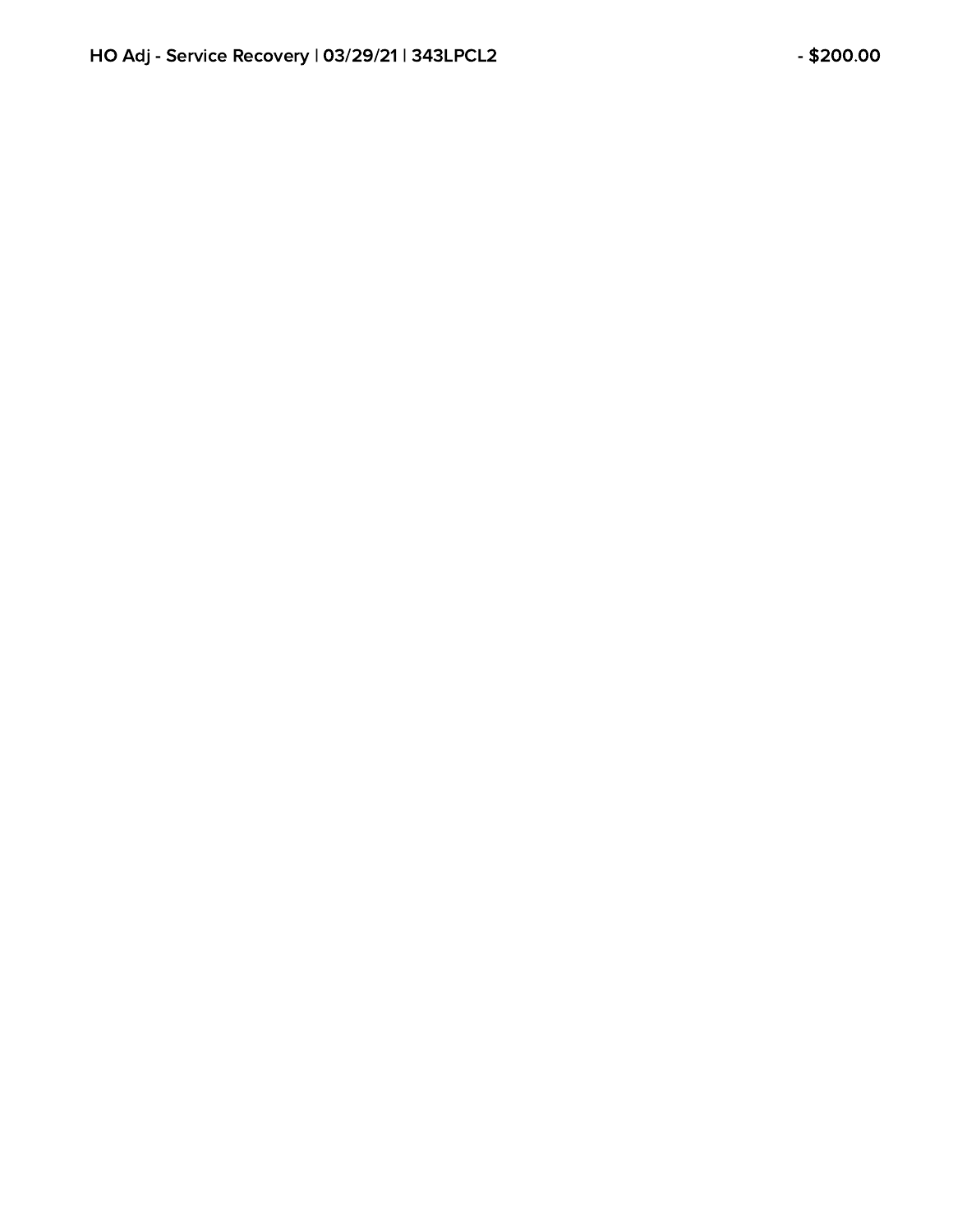**HO Adj - Service Recovery | 03/29/21 | 343LPCL2** **- $200.00**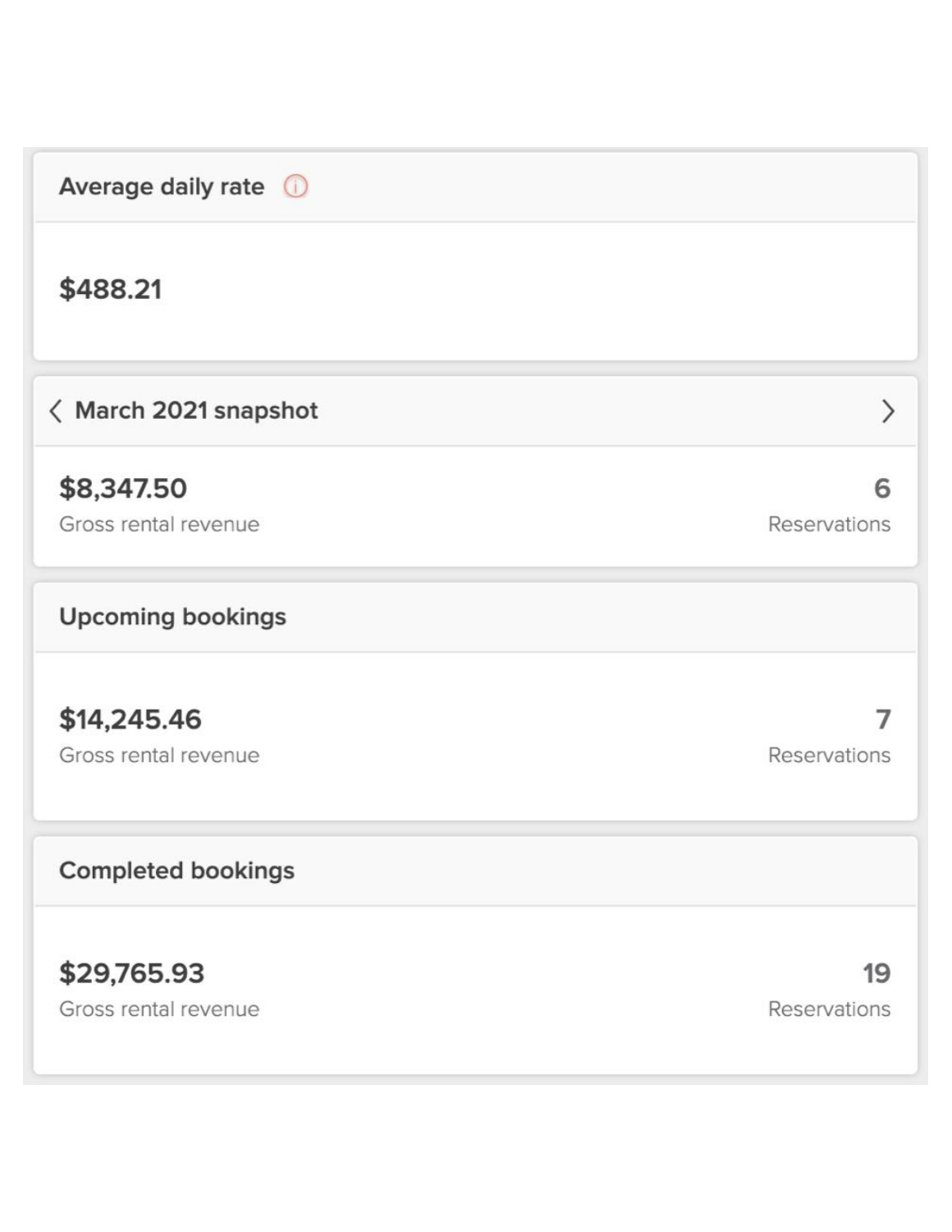### Average daily rate

**$488.21**

### March 2021 snapshot

**$8,347.50**
Gross rental revenue

**6**
Reservations

### Upcoming bookings

**$14,245.46**
Gross rental revenue

**7**
Reservations

### Completed bookings

**$29,765.93**
Gross rental revenue

**19**
Reservations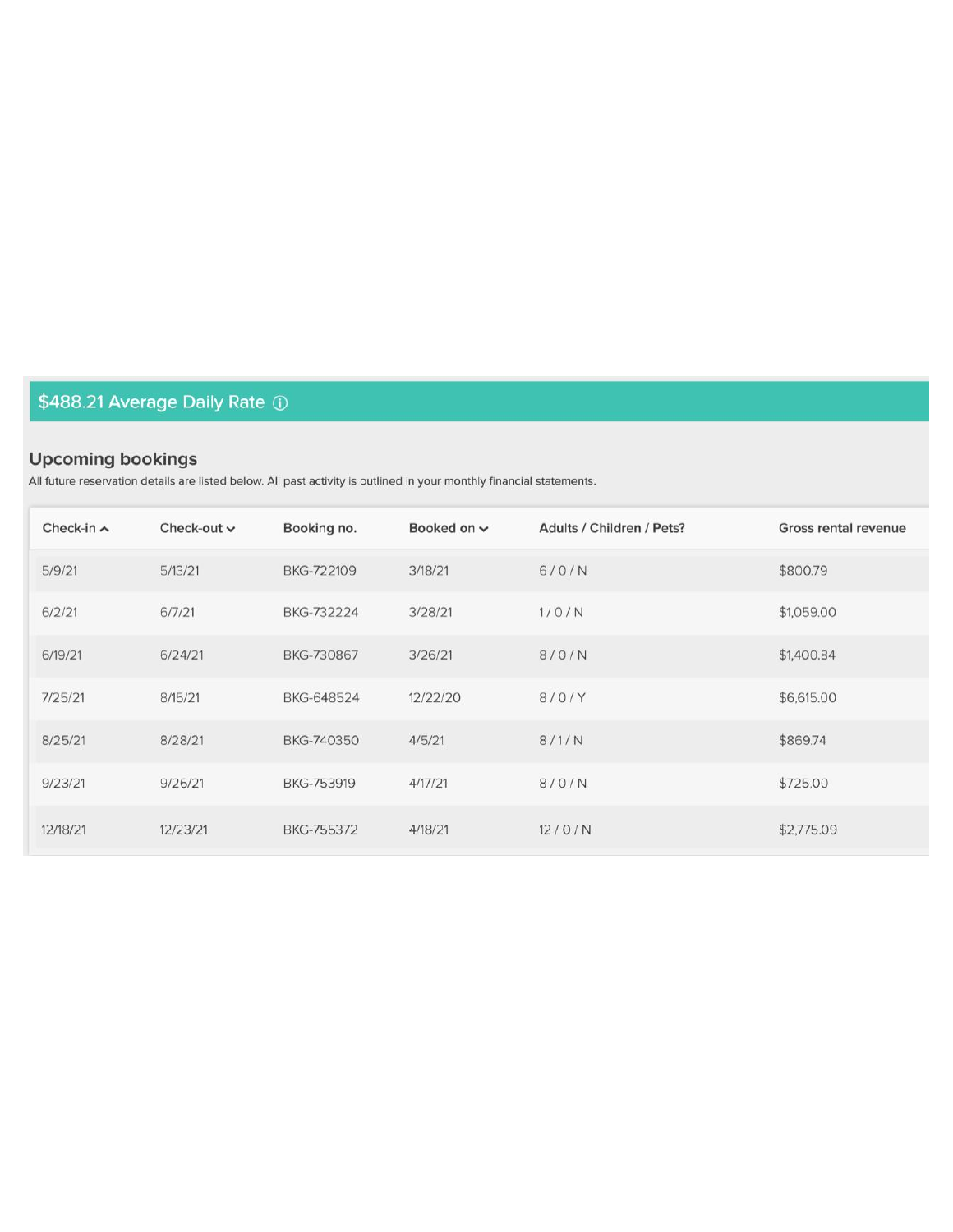## $488.21 Average Daily Rate ⓘ

## Upcoming bookings

All future reservation details are listed below. All past activity is outlined in your monthly financial statements.

| Check-in ^ | Check-out v | Booking no. | Booked on v | Adults / Children / Pets? | Gross rental revenue |
|---|---|---|---|---|---|
| 5/9/21 | 5/13/21 | BKG-722109 | 3/18/21 | 6 / 0 / N | $800.79 |
| 6/2/21 | 6/7/21 | BKG-732224 | 3/28/21 | 1 / 0 / N | $1,059.00 |
| 6/19/21 | 6/24/21 | BKG-730867 | 3/26/21 | 8 / 0 / N | $1,400.84 |
| 7/25/21 | 8/15/21 | BKG-648524 | 12/22/20 | 8 / 0 / Y | $6,615.00 |
| 8/25/21 | 8/28/21 | BKG-740350 | 4/5/21 | 8 / 1 / N | $869.74 |
| 9/23/21 | 9/26/21 | BKG-753919 | 4/17/21 | 8 / 0 / N | $725.00 |
| 12/18/21 | 12/23/21 | BKG-755372 | 4/18/21 | 12 / 0 / N | $2,775.09 |